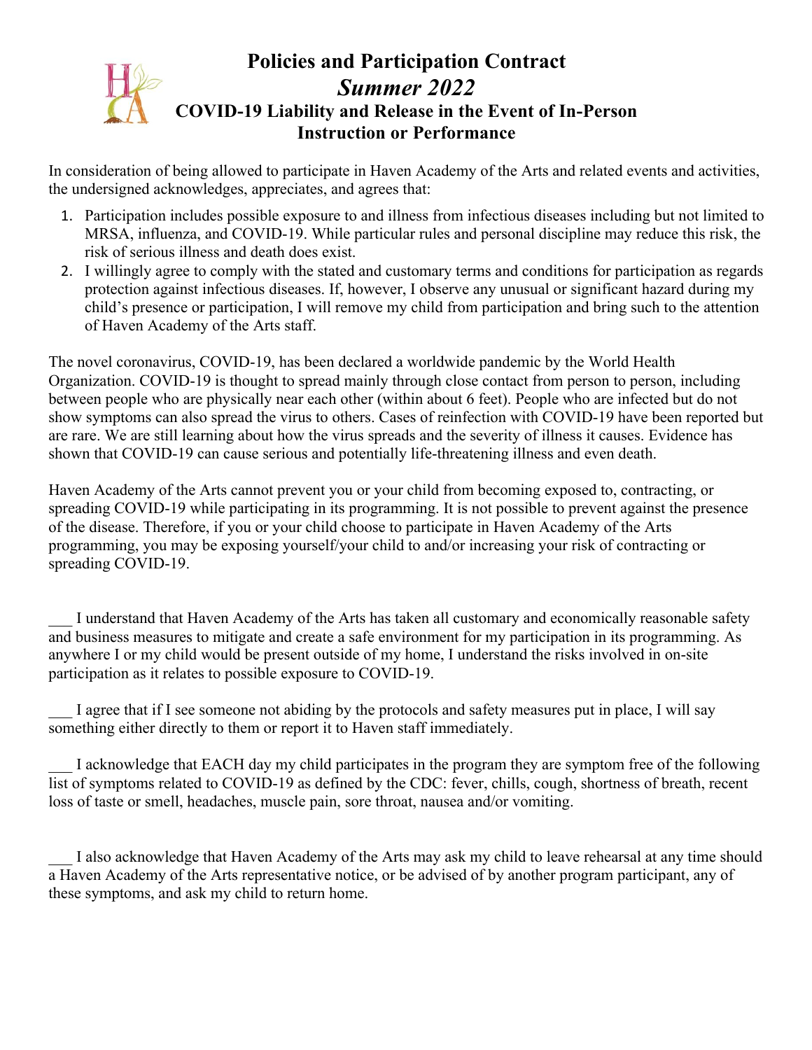# Policies and Participation Contract

## *Summer 2022*

## COVID-19 Liability and Release in the Event of In-Person Instruction or Performance

In consideration of being allowed to participate in Haven Academy of the Arts and related events and activities, the undersigned acknowledges, appreciates, and agrees that:

1. Participation includes possible exposure to and illness from infectious diseases including but not limited to MRSA, influenza, and COVID-19. While particular rules and personal discipline may reduce this risk, the risk of serious illness and death does exist.
2. I willingly agree to comply with the stated and customary terms and conditions for participation as regards protection against infectious diseases. If, however, I observe any unusual or significant hazard during my child's presence or participation, I will remove my child from participation and bring such to the attention of Haven Academy of the Arts staff.

The novel coronavirus, COVID-19, has been declared a worldwide pandemic by the World Health Organization. COVID-19 is thought to spread mainly through close contact from person to person, including between people who are physically near each other (within about 6 feet). People who are infected but do not show symptoms can also spread the virus to others. Cases of reinfection with COVID-19 have been reported but are rare. We are still learning about how the virus spreads and the severity of illness it causes. Evidence has shown that COVID-19 can cause serious and potentially life-threatening illness and even death.

Haven Academy of the Arts cannot prevent you or your child from becoming exposed to, contracting, or spreading COVID-19 while participating in its programming. It is not possible to prevent against the presence of the disease. Therefore, if you or your child choose to participate in Haven Academy of the Arts programming, you may be exposing yourself/your child to and/or increasing your risk of contracting or spreading COVID-19.

___ I understand that Haven Academy of the Arts has taken all customary and economically reasonable safety and business measures to mitigate and create a safe environment for my participation in its programming. As anywhere I or my child would be present outside of my home, I understand the risks involved in on-site participation as it relates to possible exposure to COVID-19.

___ I agree that if I see someone not abiding by the protocols and safety measures put in place, I will say something either directly to them or report it to Haven staff immediately.

___ I acknowledge that EACH day my child participates in the program they are symptom free of the following list of symptoms related to COVID-19 as defined by the CDC: fever, chills, cough, shortness of breath, recent loss of taste or smell, headaches, muscle pain, sore throat, nausea and/or vomiting.

___ I also acknowledge that Haven Academy of the Arts may ask my child to leave rehearsal at any time should a Haven Academy of the Arts representative notice, or be advised of by another program participant, any of these symptoms, and ask my child to return home.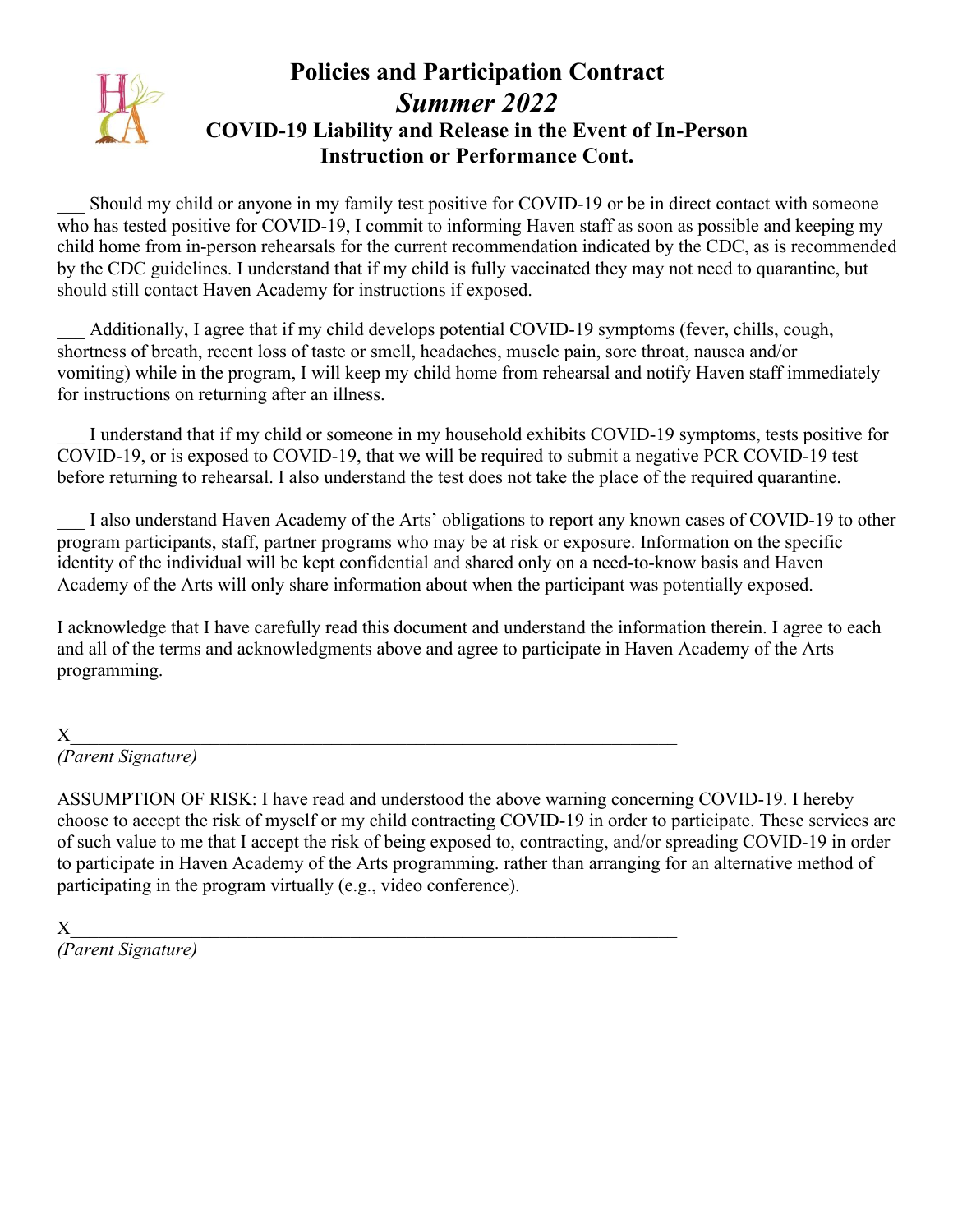# Policies and Participation Contract

## *Summer 2022*

### COVID-19 Liability and Release in the Event of In-Person Instruction or Performance Cont.

___ Should my child or anyone in my family test positive for COVID-19 or be in direct contact with someone who has tested positive for COVID-19, I commit to informing Haven staff as soon as possible and keeping my child home from in-person rehearsals for the current recommendation indicated by the CDC, as is recommended by the CDC guidelines. I understand that if my child is fully vaccinated they may not need to quarantine, but should still contact Haven Academy for instructions if exposed.

___ Additionally, I agree that if my child develops potential COVID-19 symptoms (fever, chills, cough, shortness of breath, recent loss of taste or smell, headaches, muscle pain, sore throat, nausea and/or vomiting) while in the program, I will keep my child home from rehearsal and notify Haven staff immediately for instructions on returning after an illness.

___ I understand that if my child or someone in my household exhibits COVID-19 symptoms, tests positive for COVID-19, or is exposed to COVID-19, that we will be required to submit a negative PCR COVID-19 test before returning to rehearsal. I also understand the test does not take the place of the required quarantine.

___ I also understand Haven Academy of the Arts' obligations to report any known cases of COVID-19 to other program participants, staff, partner programs who may be at risk or exposure. Information on the specific identity of the individual will be kept confidential and shared only on a need-to-know basis and Haven Academy of the Arts will only share information about when the participant was potentially exposed.

I acknowledge that I have carefully read this document and understand the information therein. I agree to each and all of the terms and acknowledgments above and agree to participate in Haven Academy of the Arts programming.

X_______________________________________________________________

*(Parent Signature)*

ASSUMPTION OF RISK: I have read and understood the above warning concerning COVID-19. I hereby choose to accept the risk of myself or my child contracting COVID-19 in order to participate. These services are of such value to me that I accept the risk of being exposed to, contracting, and/or spreading COVID-19 in order to participate in Haven Academy of the Arts programming. rather than arranging for an alternative method of participating in the program virtually (e.g., video conference).

X_______________________________________________________________

*(Parent Signature)*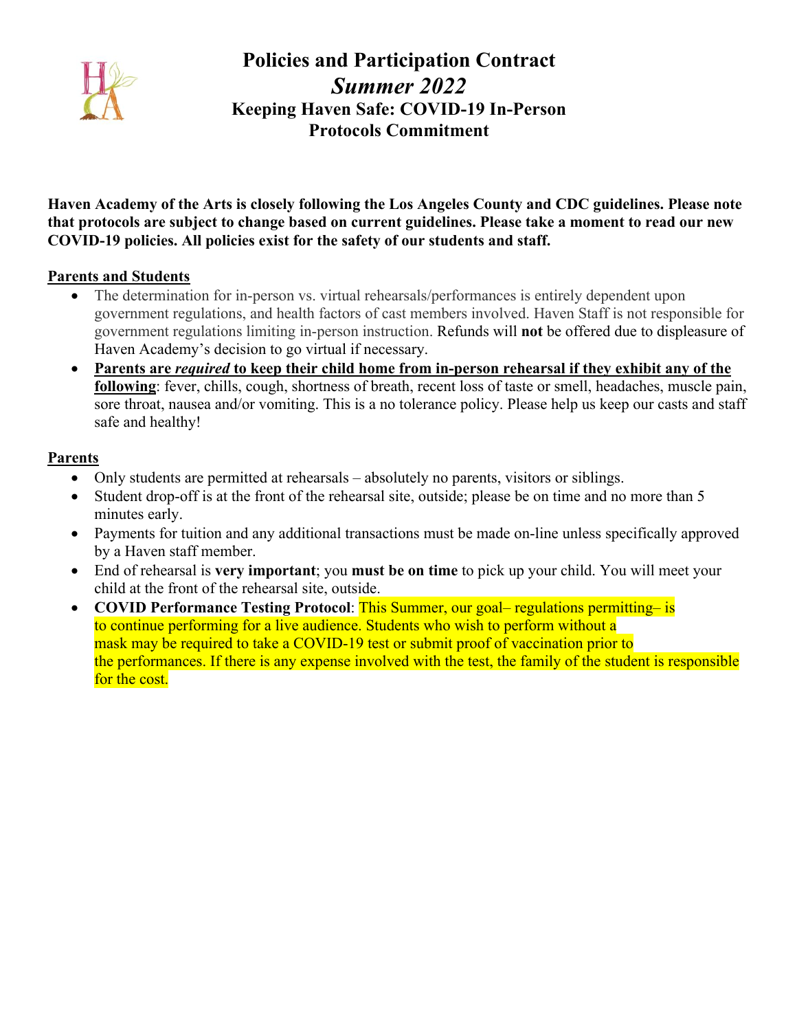# Policies and Participation Contract

## *Summer 2022*

### Keeping Haven Safe: COVID-19 In-Person Protocols Commitment

**Haven Academy of the Arts is closely following the Los Angeles County and CDC guidelines. Please note that protocols are subject to change based on current guidelines. Please take a moment to read our new COVID-19 policies. All policies exist for the safety of our students and staff.**

**Parents and Students**

- The determination for in-person vs. virtual rehearsals/performances is entirely dependent upon government regulations, and health factors of cast members involved. Haven Staff is not responsible for government regulations limiting in-person instruction. Refunds will **not** be offered due to displeasure of Haven Academy's decision to go virtual if necessary.
- **Parents are *required* to keep their child home from in-person rehearsal if they exhibit any of the following**: fever, chills, cough, shortness of breath, recent loss of taste or smell, headaches, muscle pain, sore throat, nausea and/or vomiting. This is a no tolerance policy. Please help us keep our casts and staff safe and healthy!

**Parents**

- Only students are permitted at rehearsals – absolutely no parents, visitors or siblings.
- Student drop-off is at the front of the rehearsal site, outside; please be on time and no more than 5 minutes early.
- Payments for tuition and any additional transactions must be made on-line unless specifically approved by a Haven staff member.
- End of rehearsal is **very important**; you **must be on time** to pick up your child. You will meet your child at the front of the rehearsal site, outside.
- **COVID Performance Testing Protocol**: This Summer, our goal– regulations permitting– is to continue performing for a live audience. Students who wish to perform without a mask may be required to take a COVID-19 test or submit proof of vaccination prior to the performances. If there is any expense involved with the test, the family of the student is responsible for the cost.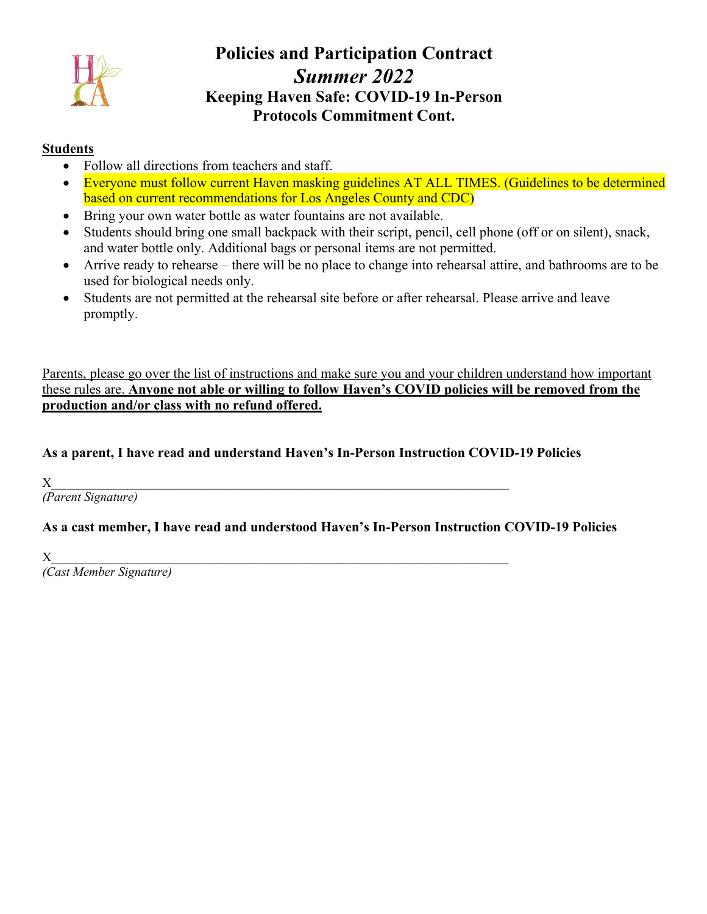# Policies and Participation Contract

## *Summer 2022*

### Keeping Haven Safe: COVID-19 In-Person Protocols Commitment Cont.

**Students**

- Follow all directions from teachers and staff.
- Everyone must follow current Haven masking guidelines AT ALL TIMES. (Guidelines to be determined based on current recommendations for Los Angeles County and CDC)
- Bring your own water bottle as water fountains are not available.
- Students should bring one small backpack with their script, pencil, cell phone (off or on silent), snack, and water bottle only. Additional bags or personal items are not permitted.
- Arrive ready to rehearse – there will be no place to change into rehearsal attire, and bathrooms are to be used for biological needs only.
- Students are not permitted at the rehearsal site before or after rehearsal. Please arrive and leave promptly.

Parents, please go over the list of instructions and make sure you and your children understand how important these rules are. **Anyone not able or willing to follow Haven's COVID policies will be removed from the production and/or class with no refund offered.**

**As a parent, I have read and understand Haven's In-Person Instruction COVID-19 Policies**

X_______________________________________________________________

*(Parent Signature)*

**As a cast member, I have read and understood Haven's In-Person Instruction COVID-19 Policies**

X_______________________________________________________________

*(Cast Member Signature)*